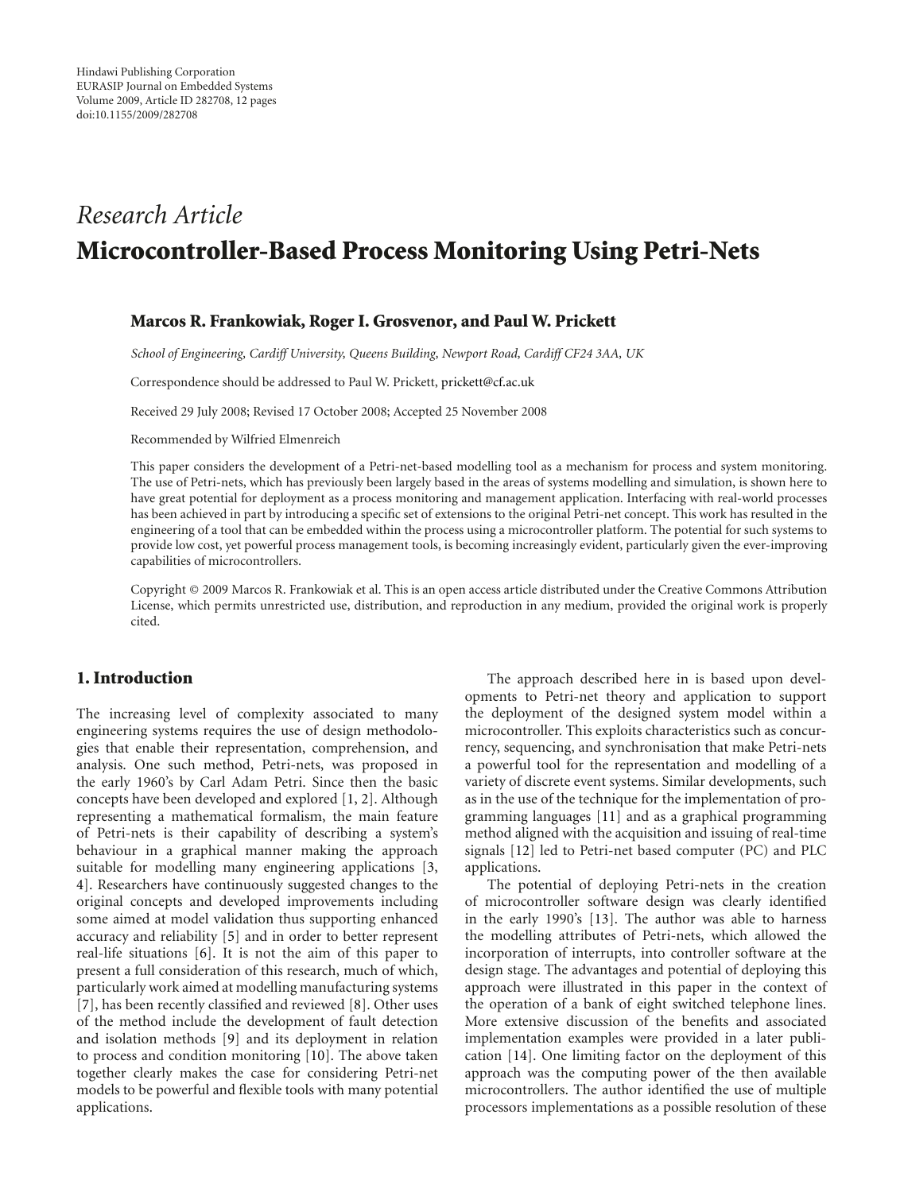Hindawi Publishing Corporation
EURASIP Journal on Embedded Systems
Volume 2009, Article ID 282708, 12 pages
doi:10.1155/2009/282708

*Research Article*

# Microcontroller-Based Process Monitoring Using Petri-Nets

**Marcos R. Frankowiak, Roger I. Grosvenor, and Paul W. Prickett**

*School of Engineering, Cardiff University, Queens Building, Newport Road, Cardiff CF24 3AA, UK*

Correspondence should be addressed to Paul W. Prickett, prickett@cf.ac.uk

Received 29 July 2008; Revised 17 October 2008; Accepted 25 November 2008

Recommended by Wilfried Elmenreich

This paper considers the development of a Petri-net-based modelling tool as a mechanism for process and system monitoring. The use of Petri-nets, which has previously been largely based in the areas of systems modelling and simulation, is shown here to have great potential for deployment as a process monitoring and management application. Interfacing with real-world processes has been achieved in part by introducing a specific set of extensions to the original Petri-net concept. This work has resulted in the engineering of a tool that can be embedded within the process using a microcontroller platform. The potential for such systems to provide low cost, yet powerful process management tools, is becoming increasingly evident, particularly given the ever-improving capabilities of microcontrollers.

Copyright © 2009 Marcos R. Frankowiak et al. This is an open access article distributed under the Creative Commons Attribution License, which permits unrestricted use, distribution, and reproduction in any medium, provided the original work is properly cited.

## 1. Introduction

The increasing level of complexity associated to many engineering systems requires the use of design methodologies that enable their representation, comprehension, and analysis. One such method, Petri-nets, was proposed in the early 1960's by Carl Adam Petri. Since then the basic concepts have been developed and explored [1, 2]. Although representing a mathematical formalism, the main feature of Petri-nets is their capability of describing a system's behaviour in a graphical manner making the approach suitable for modelling many engineering applications [3, 4]. Researchers have continuously suggested changes to the original concepts and developed improvements including some aimed at model validation thus supporting enhanced accuracy and reliability [5] and in order to better represent real-life situations [6]. It is not the aim of this paper to present a full consideration of this research, much of which, particularly work aimed at modelling manufacturing systems [7], has been recently classified and reviewed [8]. Other uses of the method include the development of fault detection and isolation methods [9] and its deployment in relation to process and condition monitoring [10]. The above taken together clearly makes the case for considering Petri-net models to be powerful and flexible tools with many potential applications.

The approach described here in is based upon developments to Petri-net theory and application to support the deployment of the designed system model within a microcontroller. This exploits characteristics such as concurrency, sequencing, and synchronisation that make Petri-nets a powerful tool for the representation and modelling of a variety of discrete event systems. Similar developments, such as in the use of the technique for the implementation of programming languages [11] and as a graphical programming method aligned with the acquisition and issuing of real-time signals [12] led to Petri-net based computer (PC) and PLC applications.

The potential of deploying Petri-nets in the creation of microcontroller software design was clearly identified in the early 1990's [13]. The author was able to harness the modelling attributes of Petri-nets, which allowed the incorporation of interrupts, into controller software at the design stage. The advantages and potential of deploying this approach were illustrated in this paper in the context of the operation of a bank of eight switched telephone lines. More extensive discussion of the benefits and associated implementation examples were provided in a later publication [14]. One limiting factor on the deployment of this approach was the computing power of the then available microcontrollers. The author identified the use of multiple processors implementations as a possible resolution of these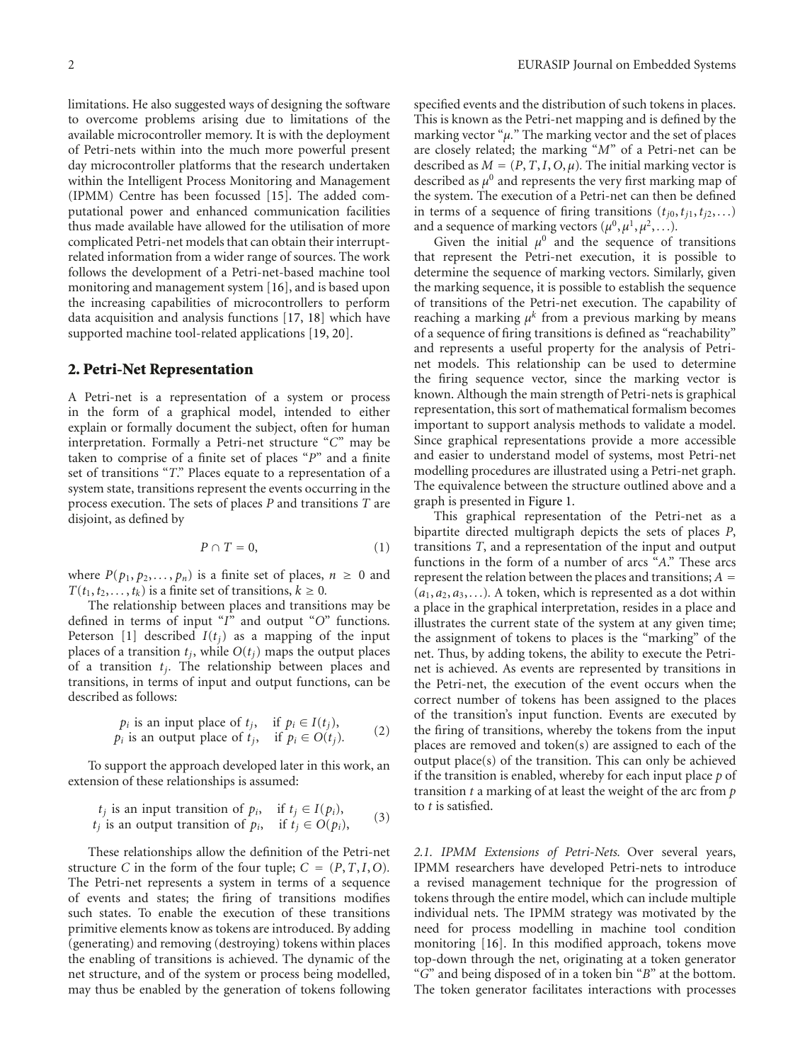limitations. He also suggested ways of designing the software to overcome problems arising due to limitations of the available microcontroller memory. It is with the deployment of Petri-nets within into the much more powerful present day microcontroller platforms that the research undertaken within the Intelligent Process Monitoring and Management (IPMM) Centre has been focussed [15]. The added computational power and enhanced communication facilities thus made available have allowed for the utilisation of more complicated Petri-net models that can obtain their interrupt-related information from a wider range of sources. The work follows the development of a Petri-net-based machine tool monitoring and management system [16], and is based upon the increasing capabilities of microcontrollers to perform data acquisition and analysis functions [17, 18] which have supported machine tool-related applications [19, 20].

## 2. Petri-Net Representation

A Petri-net is a representation of a system or process in the form of a graphical model, intended to either explain or formally document the subject, often for human interpretation. Formally a Petri-net structure "$C$" may be taken to comprise of a finite set of places "$P$" and a finite set of transitions "$T$." Places equate to a representation of a system state, transitions represent the events occurring in the process execution. The sets of places $P$ and transitions $T$ are disjoint, as defined by

$$P \cap T = 0, \tag{1}$$

where $P(p_1, p_2, \ldots, p_n)$ is a finite set of places, $n \geq 0$ and $T(t_1, t_2, \ldots, t_k)$ is a finite set of transitions, $k \geq 0$.

The relationship between places and transitions may be defined in terms of input "$I$" and output "$O$" functions. Peterson [1] described $I(t_j)$ as a mapping of the input places of a transition $t_j$, while $O(t_j)$ maps the output places of a transition $t_j$. The relationship between places and transitions, in terms of input and output functions, can be described as follows:

$$\begin{aligned} &p_i \text{ is an input place of } t_j, \quad \text{if } p_i \in I(t_j), \\ &p_i \text{ is an output place of } t_j, \quad \text{if } p_i \in O(t_j). \end{aligned} \tag{2}$$

To support the approach developed later in this work, an extension of these relationships is assumed:

$$\begin{aligned} &t_j \text{ is an input transition of } p_i, \quad \text{if } t_j \in I(p_i), \\ &t_j \text{ is an output transition of } p_i, \quad \text{if } t_j \in O(p_i), \end{aligned} \tag{3}$$

These relationships allow the definition of the Petri-net structure $C$ in the form of the four tuple; $C = (P, T, I, O)$. The Petri-net represents a system in terms of a sequence of events and states; the firing of transitions modifies such states. To enable the execution of these transitions primitive elements know as tokens are introduced. By adding (generating) and removing (destroying) tokens within places the enabling of transitions is achieved. The dynamic of the net structure, and of the system or process being modelled, may thus be enabled by the generation of tokens following specified events and the distribution of such tokens in places. This is known as the Petri-net mapping and is defined by the marking vector "$\mu$." The marking vector and the set of places are closely related; the marking "$M$" of a Petri-net can be described as $M = (P, T, I, O, \mu)$. The initial marking vector is described as $\mu^0$ and represents the very first marking map of the system. The execution of a Petri-net can then be defined in terms of a sequence of firing transitions $(t_{j0}, t_{j1}, t_{j2}, \ldots)$ and a sequence of marking vectors $(\mu^0, \mu^1, \mu^2, \ldots)$.

Given the initial $\mu^0$ and the sequence of transitions that represent the Petri-net execution, it is possible to determine the sequence of marking vectors. Similarly, given the marking sequence, it is possible to establish the sequence of transitions of the Petri-net execution. The capability of reaching a marking $\mu^k$ from a previous marking by means of a sequence of firing transitions is defined as "reachability" and represents a useful property for the analysis of Petri-net models. This relationship can be used to determine the firing sequence vector, since the marking vector is known. Although the main strength of Petri-nets is graphical representation, this sort of mathematical formalism becomes important to support analysis methods to validate a model. Since graphical representations provide a more accessible and easier to understand model of systems, most Petri-net modelling procedures are illustrated using a Petri-net graph. The equivalence between the structure outlined above and a graph is presented in Figure 1.

This graphical representation of the Petri-net as a bipartite directed multigraph depicts the sets of places $P$, transitions $T$, and a representation of the input and output functions in the form of a number of arcs "$A$." These arcs represent the relation between the places and transitions; $A = (a_1, a_2, a_3, \ldots)$. A token, which is represented as a dot within a place in the graphical interpretation, resides in a place and illustrates the current state of the system at any given time; the assignment of tokens to places is the "marking" of the net. Thus, by adding tokens, the ability to execute the Petri-net is achieved. As events are represented by transitions in the Petri-net, the execution of the event occurs when the correct number of tokens has been assigned to the places of the transition's input function. Events are executed by the firing of transitions, whereby the tokens from the input places are removed and token(s) are assigned to each of the output place(s) of the transition. This can only be achieved if the transition is enabled, whereby for each input place $p$ of transition $t$ a marking of at least the weight of the arc from $p$ to $t$ is satisfied.

*2.1. IPMM Extensions of Petri-Nets.* Over several years, IPMM researchers have developed Petri-nets to introduce a revised management technique for the progression of tokens through the entire model, which can include multiple individual nets. The IPMM strategy was motivated by the need for process modelling in machine tool condition monitoring [16]. In this modified approach, tokens move top-down through the net, originating at a token generator "$G$" and being disposed of in a token bin "$B$" at the bottom. The token generator facilitates interactions with processes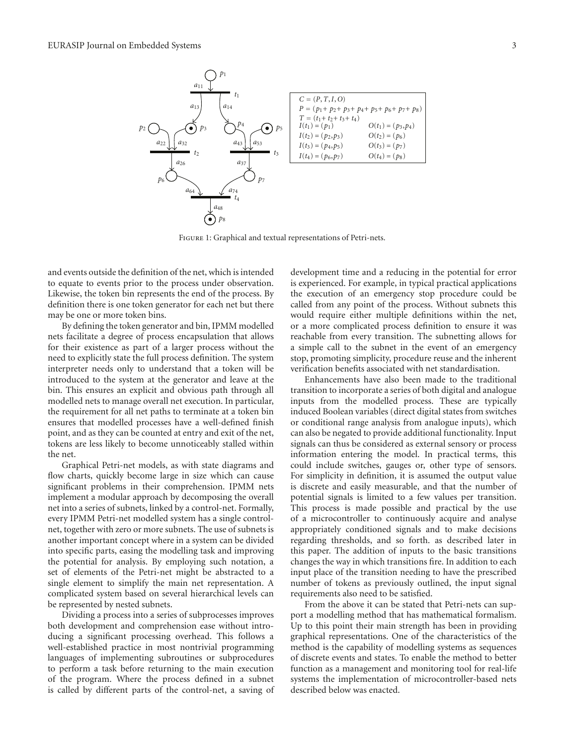$p_1$

$a_{11}$

$t_1$

$a_{13}$

$a_{14}$

$p_2$

$p_3$

$p_4$

$p_5$

$a_{22}$

$a_{32}$

$a_{43}$

$a_{53}$

$t_2$

$t_3$

$a_{26}$

$a_{37}$

$p_6$

$p_7$

$a_{64}$

$a_{74}$

$t_4$

$a_{48}$

$p_8$

$C = (P, T, I, O)$
$P = (p_1 + p_2 + p_3 + p_4 + p_5 + p_6 + p_7 + p_8)$
$T = (t_1 + t_2 + t_3 + t_4)$
$I(t_1) = (p_1)$ $O(t_1) = (p_3, p_4)$
$I(t_2) = (p_2, p_3)$ $O(t_2) = (p_6)$
$I(t_3) = (p_4, p_5)$ $O(t_3) = (p_7)$
$I(t_4) = (p_6, p_7)$ $O(t_4) = (p_8)$

Figure 1: Graphical and textual representations of Petri-nets.

and events outside the definition of the net, which is intended to equate to events prior to the process under observation. Likewise, the token bin represents the end of the process. By definition there is one token generator for each net but there may be one or more token bins.

By defining the token generator and bin, IPMM modelled nets facilitate a degree of process encapsulation that allows for their existence as part of a larger process without the need to explicitly state the full process definition. The system interpreter needs only to understand that a token will be introduced to the system at the generator and leave at the bin. This ensures an explicit and obvious path through all modelled nets to manage overall net execution. In particular, the requirement for all net paths to terminate at a token bin ensures that modelled processes have a well-defined finish point, and as they can be counted at entry and exit of the net, tokens are less likely to become unnoticeably stalled within the net.

Graphical Petri-net models, as with state diagrams and flow charts, quickly become large in size which can cause significant problems in their comprehension. IPMM nets implement a modular approach by decomposing the overall net into a series of subnets, linked by a control-net. Formally, every IPMM Petri-net modelled system has a single control-net, together with zero or more subnets. The use of subnets is another important concept where in a system can be divided into specific parts, easing the modelling task and improving the potential for analysis. By employing such notation, a set of elements of the Petri-net might be abstracted to a single element to simplify the main net representation. A complicated system based on several hierarchical levels can be represented by nested subnets.

Dividing a process into a series of subprocesses improves both development and comprehension ease without introducing a significant processing overhead. This follows a well-established practice in most nontrivial programming languages of implementing subroutines or subprocedures to perform a task before returning to the main execution of the program. Where the process defined in a subnet is called by different parts of the control-net, a saving of development time and a reducing in the potential for error is experienced. For example, in typical practical applications the execution of an emergency stop procedure could be called from any point of the process. Without subnets this would require either multiple definitions within the net, or a more complicated process definition to ensure it was reachable from every transition. The subnetting allows for a simple call to the subnet in the event of an emergency stop, promoting simplicity, procedure reuse and the inherent verification benefits associated with net standardisation.

Enhancements have also been made to the traditional transition to incorporate a series of both digital and analogue inputs from the modelled process. These are typically induced Boolean variables (direct digital states from switches or conditional range analysis from analogue inputs), which can also be negated to provide additional functionality. Input signals can thus be considered as external sensory or process information entering the model. In practical terms, this could include switches, gauges or, other type of sensors. For simplicity in definition, it is assumed the output value is discrete and easily measurable, and that the number of potential signals is limited to a few values per transition. This process is made possible and practical by the use of a microcontroller to continuously acquire and analyse appropriately conditioned signals and to make decisions regarding thresholds, and so forth. as described later in this paper. The addition of inputs to the basic transitions changes the way in which transitions fire. In addition to each input place of the transition needing to have the prescribed number of tokens as previously outlined, the input signal requirements also need to be satisfied.

From the above it can be stated that Petri-nets can support a modelling method that has mathematical formalism. Up to this point their main strength has been in providing graphical representations. One of the characteristics of the method is the capability of modelling systems as sequences of discrete events and states. To enable the method to better function as a management and monitoring tool for real-life systems the implementation of microcontroller-based nets described below was enacted.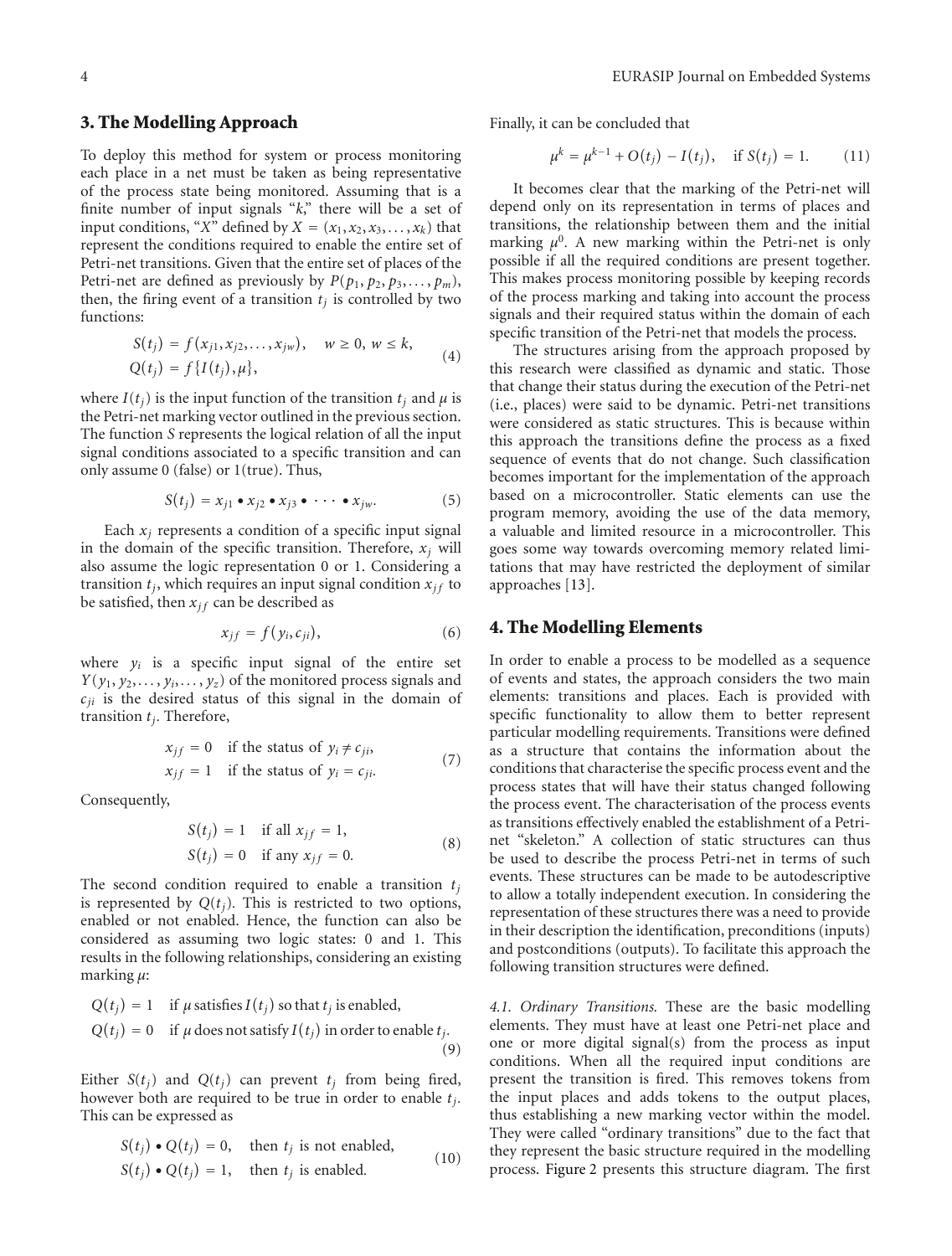## 3. The Modelling Approach

To deploy this method for system or process monitoring each place in a net must be taken as being representative of the process state being monitored. Assuming that is a finite number of input signals "$k$," there will be a set of input conditions, "$X$" defined by $X = (x_1, x_2, x_3, \ldots, x_k)$ that represent the conditions required to enable the entire set of Petri-net transitions. Given that the entire set of places of the Petri-net are defined as previously by $P(p_1, p_2, p_3, \ldots, p_m)$, then, the firing event of a transition $t_j$ is controlled by two functions:

$$
\begin{aligned}
S(t_j) &= f(x_{j1}, x_{j2}, \ldots, x_{jw}), \quad w \geq 0,\ w \leq k, \\
Q(t_j) &= f\{I(t_j), \mu\},
\end{aligned}
\tag{4}
$$

where $I(t_j)$ is the input function of the transition $t_j$ and $\mu$ is the Petri-net marking vector outlined in the previous section. The function $S$ represents the logical relation of all the input signal conditions associated to a specific transition and can only assume 0 (false) or 1(true). Thus,

$$
S(t_j) = x_{j1} \bullet x_{j2} \bullet x_{j3} \bullet \cdots \bullet x_{jw}. \tag{5}
$$

Each $x_j$ represents a condition of a specific input signal in the domain of the specific transition. Therefore, $x_j$ will also assume the logic representation 0 or 1. Considering a transition $t_j$, which requires an input signal condition $x_{jf}$ to be satisfied, then $x_{jf}$ can be described as

$$
x_{jf} = f(y_i, c_{ji}), \tag{6}
$$

where $y_i$ is a specific input signal of the entire set $Y(y_1, y_2, \ldots, y_i, \ldots, y_z)$ of the monitored process signals and $c_{ji}$ is the desired status of this signal in the domain of transition $t_j$. Therefore,

$$
\begin{aligned}
x_{jf} &= 0 \quad \text{if the status of } y_i \neq c_{ji}, \\
x_{jf} &= 1 \quad \text{if the status of } y_i = c_{ji}.
\end{aligned}
\tag{7}
$$

Consequently,

$$
\begin{aligned}
S(t_j) &= 1 \quad \text{if all } x_{jf} = 1, \\
S(t_j) &= 0 \quad \text{if any } x_{jf} = 0.
\end{aligned}
\tag{8}
$$

The second condition required to enable a transition $t_j$ is represented by $Q(t_j)$. This is restricted to two options, enabled or not enabled. Hence, the function can also be considered as assuming two logic states: 0 and 1. This results in the following relationships, considering an existing marking $\mu$:

$$
\begin{aligned}
Q(t_j) &= 1 \quad \text{if } \mu \text{ satisfies } I(t_j) \text{ so that } t_j \text{ is enabled}, \\
Q(t_j) &= 0 \quad \text{if } \mu \text{ does not satisfy } I(t_j) \text{ in order to enable } t_j.
\end{aligned}
\tag{9}
$$

Either $S(t_j)$ and $Q(t_j)$ can prevent $t_j$ from being fired, however both are required to be true in order to enable $t_j$. This can be expressed as

$$
\begin{aligned}
S(t_j) \bullet Q(t_j) &= 0, \quad \text{then } t_j \text{ is not enabled}, \\
S(t_j) \bullet Q(t_j) &= 1, \quad \text{then } t_j \text{ is enabled}.
\end{aligned}
\tag{10}
$$

Finally, it can be concluded that

$$
\mu^k = \mu^{k-1} + O(t_j) - I(t_j), \quad \text{if } S(t_j) = 1. \tag{11}
$$

It becomes clear that the marking of the Petri-net will depend only on its representation in terms of places and transitions, the relationship between them and the initial marking $\mu^0$. A new marking within the Petri-net is only possible if all the required conditions are present together. This makes process monitoring possible by keeping records of the process marking and taking into account the process signals and their required status within the domain of each specific transition of the Petri-net that models the process.

The structures arising from the approach proposed by this research were classified as dynamic and static. Those that change their status during the execution of the Petri-net (i.e., places) were said to be dynamic. Petri-net transitions were considered as static structures. This is because within this approach the transitions define the process as a fixed sequence of events that do not change. Such classification becomes important for the implementation of the approach based on a microcontroller. Static elements can use the program memory, avoiding the use of the data memory, a valuable and limited resource in a microcontroller. This goes some way towards overcoming memory related limitations that may have restricted the deployment of similar approaches [13].

## 4. The Modelling Elements

In order to enable a process to be modelled as a sequence of events and states, the approach considers the two main elements: transitions and places. Each is provided with specific functionality to allow them to better represent particular modelling requirements. Transitions were defined as a structure that contains the information about the conditions that characterise the specific process event and the process states that will have their status changed following the process event. The characterisation of the process events as transitions effectively enabled the establishment of a Petri-net "skeleton." A collection of static structures can thus be used to describe the process Petri-net in terms of such events. These structures can be made to be autodescriptive to allow a totally independent execution. In considering the representation of these structures there was a need to provide in their description the identification, preconditions (inputs) and postconditions (outputs). To facilitate this approach the following transition structures were defined.

*4.1. Ordinary Transitions.* These are the basic modelling elements. They must have at least one Petri-net place and one or more digital signal(s) from the process as input conditions. When all the required input conditions are present the transition is fired. This removes tokens from the input places and adds tokens to the output places, thus establishing a new marking vector within the model. They were called "ordinary transitions" due to the fact that they represent the basic structure required in the modelling process. Figure 2 presents this structure diagram. The first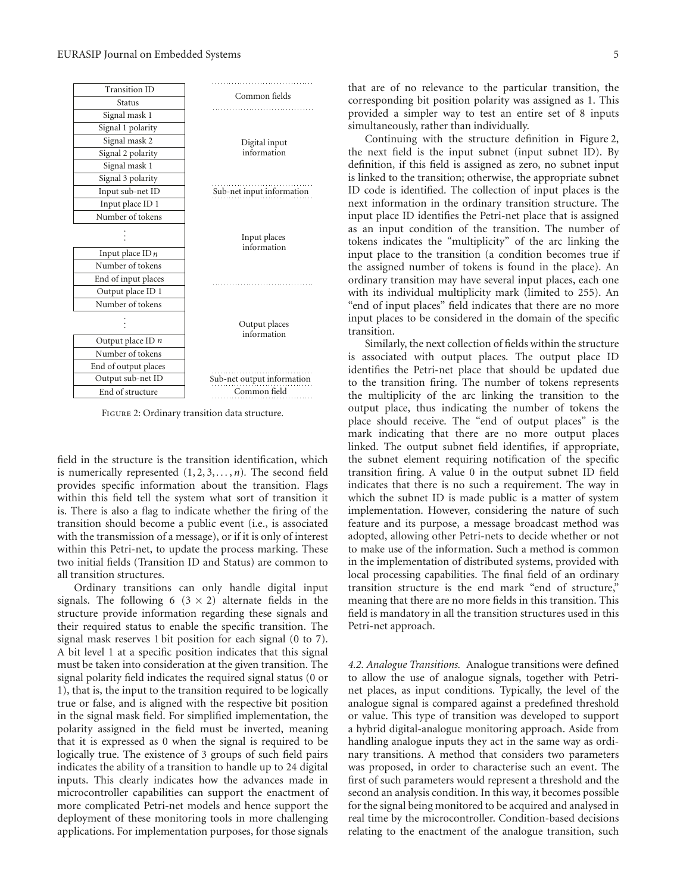| Field | Group |
|---|---|
| Transition ID | Common fields |
| Status | |
| Signal mask 1 | Digital input information |
| Signal 1 polarity | |
| Signal mask 2 | |
| Signal 2 polarity | |
| Signal mask 1 | |
| Signal 3 polarity | |
| Input sub-net ID | Sub-net input information |
| Input place ID 1 | Input places information |
| Number of tokens | |
| ⋮ | |
| Input place ID $n$ | |
| Number of tokens | |
| End of input places | |
| Output place ID 1 | Output places information |
| Number of tokens | |
| ⋮ | |
| Output place ID $n$ | |
| Number of tokens | |
| End of output places | |
| Output sub-net ID | Sub-net output information |
| End of structure | Common field |

Figure 2: Ordinary transition data structure.

field in the structure is the transition identification, which is numerically represented $(1, 2, 3, \ldots, n)$. The second field provides specific information about the transition. Flags within this field tell the system what sort of transition it is. There is also a flag to indicate whether the firing of the transition should become a public event (i.e., is associated with the transmission of a message), or if it is only of interest within this Petri-net, to update the process marking. These two initial fields (Transition ID and Status) are common to all transition structures.

Ordinary transitions can only handle digital input signals. The following 6 $(3 \times 2)$ alternate fields in the structure provide information regarding these signals and their required status to enable the specific transition. The signal mask reserves 1 bit position for each signal (0 to 7). A bit level 1 at a specific position indicates that this signal must be taken into consideration at the given transition. The signal polarity field indicates the required signal status (0 or 1), that is, the input to the transition required to be logically true or false, and is aligned with the respective bit position in the signal mask field. For simplified implementation, the polarity assigned in the field must be inverted, meaning that it is expressed as 0 when the signal is required to be logically true. The existence of 3 groups of such field pairs indicates the ability of a transition to handle up to 24 digital inputs. This clearly indicates how the advances made in microcontroller capabilities can support the enactment of more complicated Petri-net models and hence support the deployment of these monitoring tools in more challenging applications. For implementation purposes, for those signals that are of no relevance to the particular transition, the corresponding bit position polarity was assigned as 1. This provided a simpler way to test an entire set of 8 inputs simultaneously, rather than individually.

Continuing with the structure definition in Figure 2, the next field is the input subnet (input subnet ID). By definition, if this field is assigned as zero, no subnet input is linked to the transition; otherwise, the appropriate subnet ID code is identified. The collection of input places is the next information in the ordinary transition structure. The input place ID identifies the Petri-net place that is assigned as an input condition of the transition. The number of tokens indicates the "multiplicity" of the arc linking the input place to the transition (a condition becomes true if the assigned number of tokens is found in the place). An ordinary transition may have several input places, each one with its individual multiplicity mark (limited to 255). An "end of input places" field indicates that there are no more input places to be considered in the domain of the specific transition.

Similarly, the next collection of fields within the structure is associated with output places. The output place ID identifies the Petri-net place that should be updated due to the transition firing. The number of tokens represents the multiplicity of the arc linking the transition to the output place, thus indicating the number of tokens the place should receive. The "end of output places" is the mark indicating that there are no more output places linked. The output subnet field identifies, if appropriate, the subnet element requiring notification of the specific transition firing. A value 0 in the output subnet ID field indicates that there is no such a requirement. The way in which the subnet ID is made public is a matter of system implementation. However, considering the nature of such feature and its purpose, a message broadcast method was adopted, allowing other Petri-nets to decide whether or not to make use of the information. Such a method is common in the implementation of distributed systems, provided with local processing capabilities. The final field of an ordinary transition structure is the end mark "end of structure," meaning that there are no more fields in this transition. This field is mandatory in all the transition structures used in this Petri-net approach.

*4.2. Analogue Transitions.* Analogue transitions were defined to allow the use of analogue signals, together with Petri-net places, as input conditions. Typically, the level of the analogue signal is compared against a predefined threshold or value. This type of transition was developed to support a hybrid digital-analogue monitoring approach. Aside from handling analogue inputs they act in the same way as ordinary transitions. A method that considers two parameters was proposed, in order to characterise such an event. The first of such parameters would represent a threshold and the second an analysis condition. In this way, it becomes possible for the signal being monitored to be acquired and analysed in real time by the microcontroller. Condition-based decisions relating to the enactment of the analogue transition, such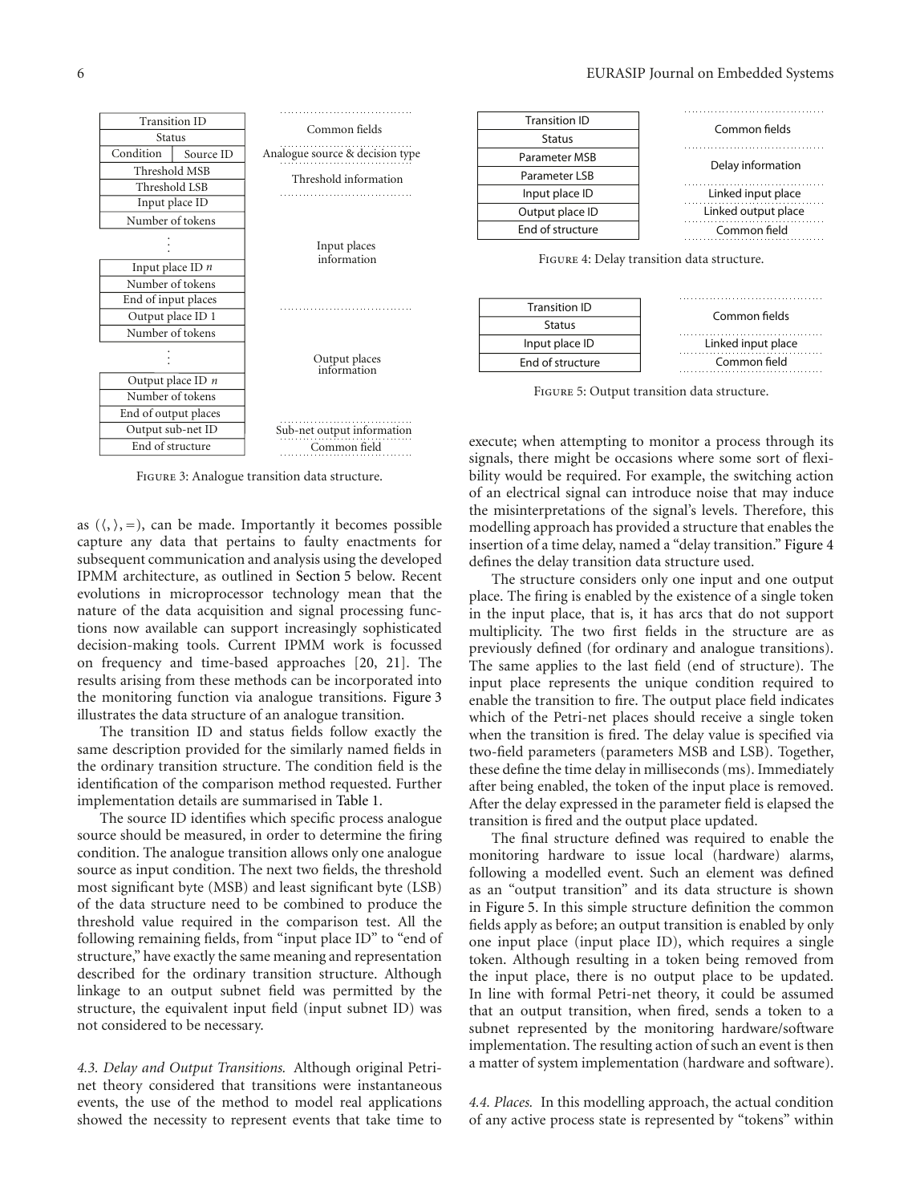| Transition ID | | Common fields |
|---|---|---|
| Status | | |
| Condition | Source ID | Analogue source & decision type |
| Threshold MSB | | Threshold information |
| Threshold LSB | | |
| Input place ID | | Input places information |
| Number of tokens | | |
| ⋮ | | |
| Input place ID $n$ | | |
| Number of tokens | | |
| End of input places | | |
| Output place ID 1 | | Output places information |
| Number of tokens | | |
| ⋮ | | |
| Output place ID $n$ | | |
| Number of tokens | | |
| End of output places | | |
| Output sub-net ID | | Sub-net output information |
| End of structure | | Common field |

Figure 3: Analogue transition data structure.

as $(\langle, \rangle, =)$, can be made. Importantly it becomes possible capture any data that pertains to faulty enactments for subsequent communication and analysis using the developed IPMM architecture, as outlined in Section 5 below. Recent evolutions in microprocessor technology mean that the nature of the data acquisition and signal processing functions now available can support increasingly sophisticated decision-making tools. Current IPMM work is focussed on frequency and time-based approaches [20, 21]. The results arising from these methods can be incorporated into the monitoring function via analogue transitions. Figure 3 illustrates the data structure of an analogue transition.

The transition ID and status fields follow exactly the same description provided for the similarly named fields in the ordinary transition structure. The condition field is the identification of the comparison method requested. Further implementation details are summarised in Table 1.

The source ID identifies which specific process analogue source should be measured, in order to determine the firing condition. The analogue transition allows only one analogue source as input condition. The next two fields, the threshold most significant byte (MSB) and least significant byte (LSB) of the data structure need to be combined to produce the threshold value required in the comparison test. All the following remaining fields, from "input place ID" to "end of structure," have exactly the same meaning and representation described for the ordinary transition structure. Although linkage to an output subnet field was permitted by the structure, the equivalent input field (input subnet ID) was not considered to be necessary.

*4.3. Delay and Output Transitions.* Although original Petri-net theory considered that transitions were instantaneous events, the use of the method to model real applications showed the necessity to represent events that take time to execute; when attempting to monitor a process through its signals, there might be occasions where some sort of flexibility would be required. For example, the switching action of an electrical signal can introduce noise that may induce the misinterpretations of the signal's levels. Therefore, this modelling approach has provided a structure that enables the insertion of a time delay, named a "delay transition." Figure 4 defines the delay transition data structure used.

| Transition ID | Common fields |
|---|---|
| Status | |
| Parameter MSB | Delay information |
| Parameter LSB | |
| Input place ID | Linked input place |
| Output place ID | Linked output place |
| End of structure | Common field |

Figure 4: Delay transition data structure.

| Transition ID | Common fields |
|---|---|
| Status | |
| Input place ID | Linked input place |
| End of structure | Common field |

Figure 5: Output transition data structure.

The structure considers only one input and one output place. The firing is enabled by the existence of a single token in the input place, that is, it has arcs that do not support multiplicity. The two first fields in the structure are as previously defined (for ordinary and analogue transitions). The same applies to the last field (end of structure). The input place represents the unique condition required to enable the transition to fire. The output place field indicates which of the Petri-net places should receive a single token when the transition is fired. The delay value is specified via two-field parameters (parameters MSB and LSB). Together, these define the time delay in milliseconds (ms). Immediately after being enabled, the token of the input place is removed. After the delay expressed in the parameter field is elapsed the transition is fired and the output place updated.

The final structure defined was required to enable the monitoring hardware to issue local (hardware) alarms, following a modelled event. Such an element was defined as an "output transition" and its data structure is shown in Figure 5. In this simple structure definition the common fields apply as before; an output transition is enabled by only one input place (input place ID), which requires a single token. Although resulting in a token being removed from the input place, there is no output place to be updated. In line with formal Petri-net theory, it could be assumed that an output transition, when fired, sends a token to a subnet represented by the monitoring hardware/software implementation. The resulting action of such an event is then a matter of system implementation (hardware and software).

*4.4. Places.* In this modelling approach, the actual condition of any active process state is represented by "tokens" within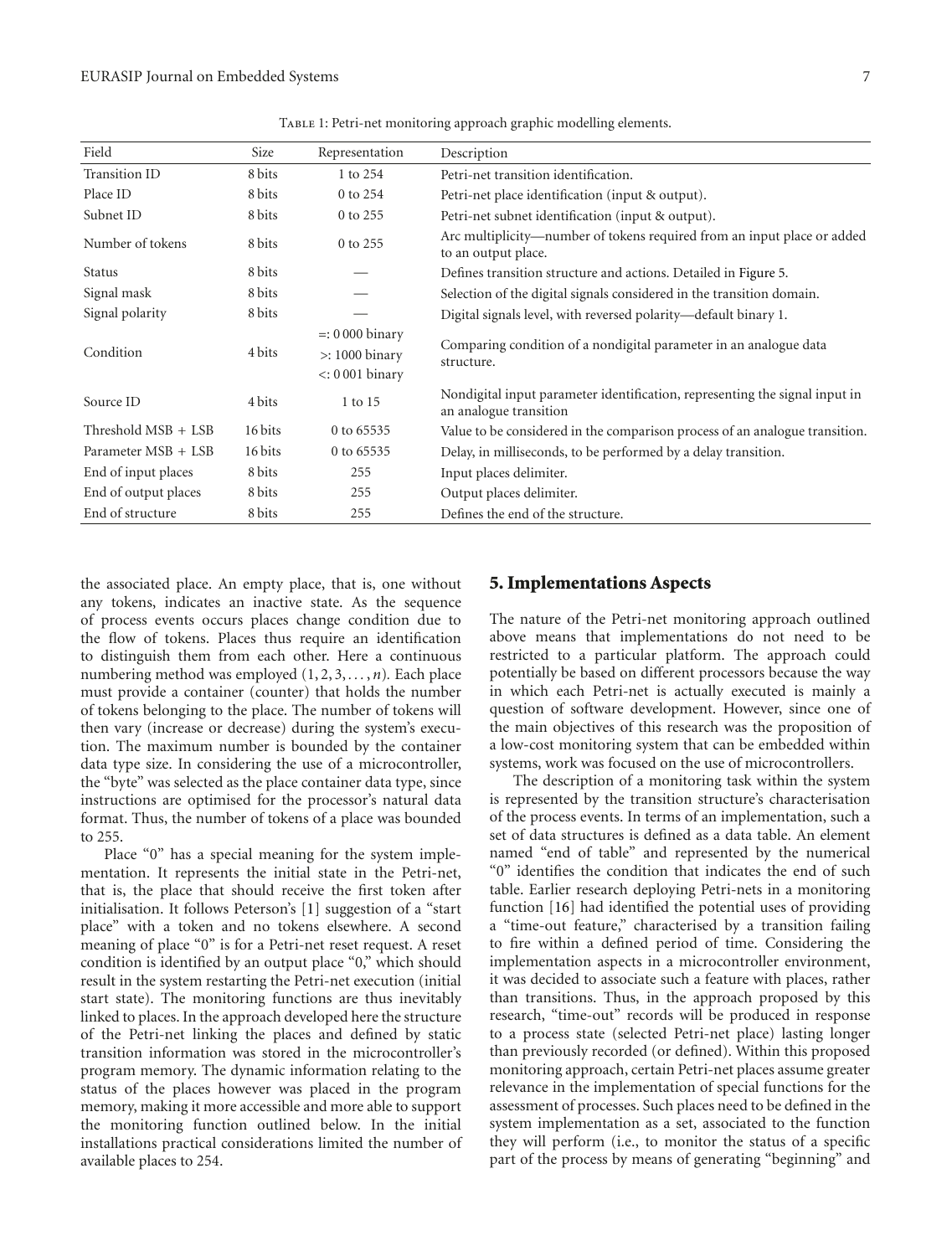Table 1: Petri-net monitoring approach graphic modelling elements.

| Field | Size | Representation | Description |
|---|---|---|---|
| Transition ID | 8 bits | 1 to 254 | Petri-net transition identification. |
| Place ID | 8 bits | 0 to 254 | Petri-net place identification (input & output). |
| Subnet ID | 8 bits | 0 to 255 | Petri-net subnet identification (input & output). |
| Number of tokens | 8 bits | 0 to 255 | Arc multiplicity—number of tokens required from an input place or added to an output place. |
| Status | 8 bits | — | Defines transition structure and actions. Detailed in Figure 5. |
| Signal mask | 8 bits | — | Selection of the digital signals considered in the transition domain. |
| Signal polarity | 8 bits | — | Digital signals level, with reversed polarity—default binary 1. |
| Condition | 4 bits | =: 0 000 binary<br>>: 1000 binary<br><: 0 001 binary | Comparing condition of a nondigital parameter in an analogue data structure. |
| Source ID | 4 bits | 1 to 15 | Nondigital input parameter identification, representing the signal input in an analogue transition |
| Threshold MSB + LSB | 16 bits | 0 to 65535 | Value to be considered in the comparison process of an analogue transition. |
| Parameter MSB + LSB | 16 bits | 0 to 65535 | Delay, in milliseconds, to be performed by a delay transition. |
| End of input places | 8 bits | 255 | Input places delimiter. |
| End of output places | 8 bits | 255 | Output places delimiter. |
| End of structure | 8 bits | 255 | Defines the end of the structure. |

the associated place. An empty place, that is, one without any tokens, indicates an inactive state. As the sequence of process events occurs places change condition due to the flow of tokens. Places thus require an identification to distinguish them from each other. Here a continuous numbering method was employed $(1, 2, 3, \ldots, n)$. Each place must provide a container (counter) that holds the number of tokens belonging to the place. The number of tokens will then vary (increase or decrease) during the system's execution. The maximum number is bounded by the container data type size. In considering the use of a microcontroller, the "byte" was selected as the place container data type, since instructions are optimised for the processor's natural data format. Thus, the number of tokens of a place was bounded to 255.

Place "0" has a special meaning for the system implementation. It represents the initial state in the Petri-net, that is, the place that should receive the first token after initialisation. It follows Peterson's [1] suggestion of a "start place" with a token and no tokens elsewhere. A second meaning of place "0" is for a Petri-net reset request. A reset condition is identified by an output place "0," which should result in the system restarting the Petri-net execution (initial start state). The monitoring functions are thus inevitably linked to places. In the approach developed here the structure of the Petri-net linking the places and defined by static transition information was stored in the microcontroller's program memory. The dynamic information relating to the status of the places however was placed in the program memory, making it more accessible and more able to support the monitoring function outlined below. In the initial installations practical considerations limited the number of available places to 254.

## 5. Implementations Aspects

The nature of the Petri-net monitoring approach outlined above means that implementations do not need to be restricted to a particular platform. The approach could potentially be based on different processors because the way in which each Petri-net is actually executed is mainly a question of software development. However, since one of the main objectives of this research was the proposition of a low-cost monitoring system that can be embedded within systems, work was focused on the use of microcontrollers.

The description of a monitoring task within the system is represented by the transition structure's characterisation of the process events. In terms of an implementation, such a set of data structures is defined as a data table. An element named "end of table" and represented by the numerical "0" identifies the condition that indicates the end of such table. Earlier research deploying Petri-nets in a monitoring function [16] had identified the potential uses of providing a "time-out feature," characterised by a transition failing to fire within a defined period of time. Considering the implementation aspects in a microcontroller environment, it was decided to associate such a feature with places, rather than transitions. Thus, in the approach proposed by this research, "time-out" records will be produced in response to a process state (selected Petri-net place) lasting longer than previously recorded (or defined). Within this proposed monitoring approach, certain Petri-net places assume greater relevance in the implementation of special functions for the assessment of processes. Such places need to be defined in the system implementation as a set, associated to the function they will perform (i.e., to monitor the status of a specific part of the process by means of generating "beginning" and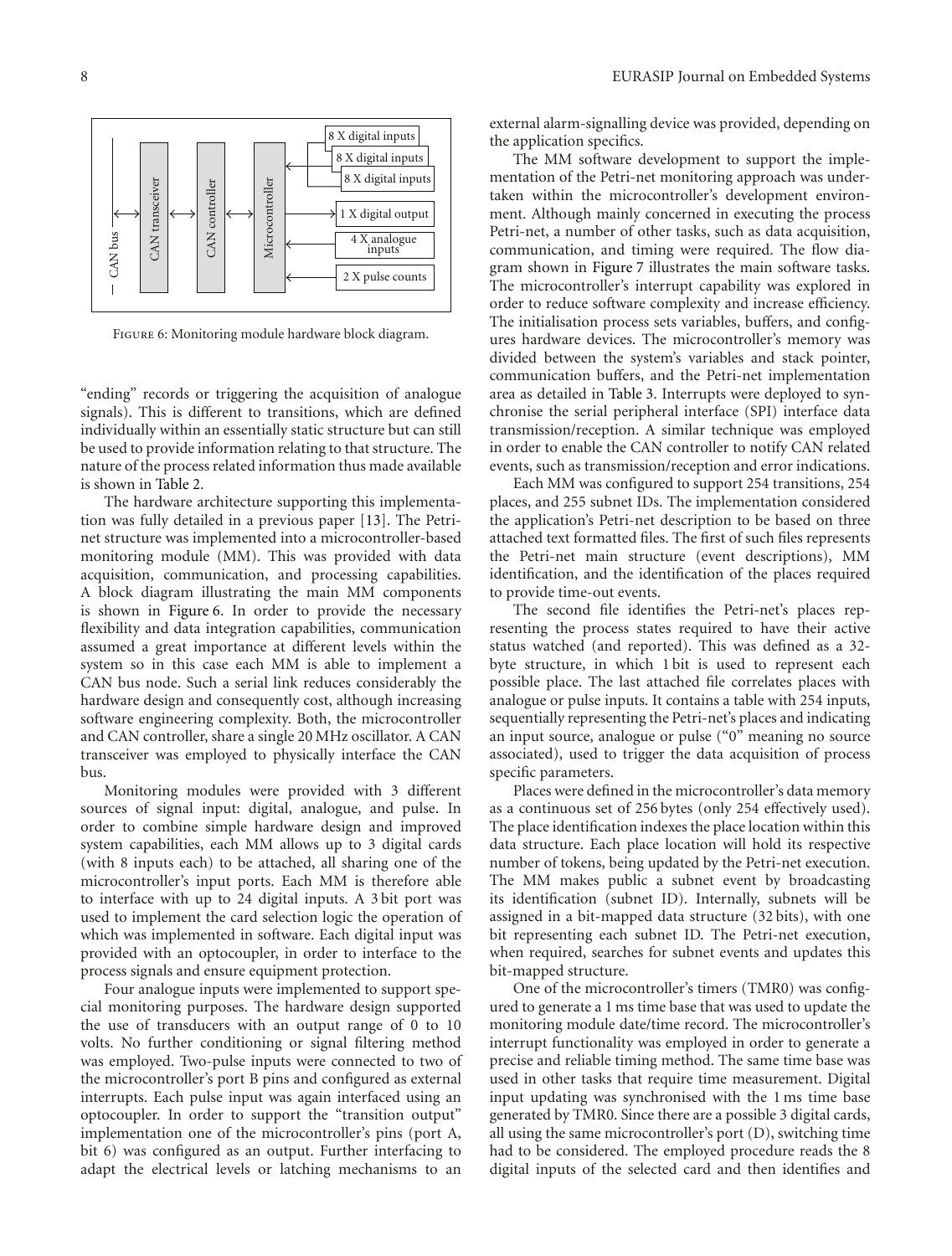FIGURE 6: Monitoring module hardware block diagram.

"ending" records or triggering the acquisition of analogue signals). This is different to transitions, which are defined individually within an essentially static structure but can still be used to provide information relating to that structure. The nature of the process related information thus made available is shown in Table 2.

The hardware architecture supporting this implementation was fully detailed in a previous paper [13]. The Petri-net structure was implemented into a microcontroller-based monitoring module (MM). This was provided with data acquisition, communication, and processing capabilities. A block diagram illustrating the main MM components is shown in Figure 6. In order to provide the necessary flexibility and data integration capabilities, communication assumed a great importance at different levels within the system so in this case each MM is able to implement a CAN bus node. Such a serial link reduces considerably the hardware design and consequently cost, although increasing software engineering complexity. Both, the microcontroller and CAN controller, share a single 20 MHz oscillator. A CAN transceiver was employed to physically interface the CAN bus.

Monitoring modules were provided with 3 different sources of signal input: digital, analogue, and pulse. In order to combine simple hardware design and improved system capabilities, each MM allows up to 3 digital cards (with 8 inputs each) to be attached, all sharing one of the microcontroller's input ports. Each MM is therefore able to interface with up to 24 digital inputs. A 3 bit port was used to implement the card selection logic the operation of which was implemented in software. Each digital input was provided with an optocoupler, in order to interface to the process signals and ensure equipment protection.

Four analogue inputs were implemented to support special monitoring purposes. The hardware design supported the use of transducers with an output range of 0 to 10 volts. No further conditioning or signal filtering method was employed. Two-pulse inputs were connected to two of the microcontroller's port B pins and configured as external interrupts. Each pulse input was again interfaced using an optocoupler. In order to support the "transition output" implementation one of the microcontroller's pins (port A, bit 6) was configured as an output. Further interfacing to adapt the electrical levels or latching mechanisms to an external alarm-signalling device was provided, depending on the application specifics.

The MM software development to support the implementation of the Petri-net monitoring approach was undertaken within the microcontroller's development environment. Although mainly concerned in executing the process Petri-net, a number of other tasks, such as data acquisition, communication, and timing were required. The flow diagram shown in Figure 7 illustrates the main software tasks. The microcontroller's interrupt capability was explored in order to reduce software complexity and increase efficiency. The initialisation process sets variables, buffers, and configures hardware devices. The microcontroller's memory was divided between the system's variables and stack pointer, communication buffers, and the Petri-net implementation area as detailed in Table 3. Interrupts were deployed to synchronise the serial peripheral interface (SPI) interface data transmission/reception. A similar technique was employed in order to enable the CAN controller to notify CAN related events, such as transmission/reception and error indications.

Each MM was configured to support 254 transitions, 254 places, and 255 subnet IDs. The implementation considered the application's Petri-net description to be based on three attached text formatted files. The first of such files represents the Petri-net main structure (event descriptions), MM identification, and the identification of the places required to provide time-out events.

The second file identifies the Petri-net's places representing the process states required to have their active status watched (and reported). This was defined as a 32-byte structure, in which 1 bit is used to represent each possible place. The last attached file correlates places with analogue or pulse inputs. It contains a table with 254 inputs, sequentially representing the Petri-net's places and indicating an input source, analogue or pulse ("0" meaning no source associated), used to trigger the data acquisition of process specific parameters.

Places were defined in the microcontroller's data memory as a continuous set of 256 bytes (only 254 effectively used). The place identification indexes the place location within this data structure. Each place location will hold its respective number of tokens, being updated by the Petri-net execution. The MM makes public a subnet event by broadcasting its identification (subnet ID). Internally, subnets will be assigned in a bit-mapped data structure (32 bits), with one bit representing each subnet ID. The Petri-net execution, when required, searches for subnet events and updates this bit-mapped structure.

One of the microcontroller's timers (TMR0) was configured to generate a 1 ms time base that was used to update the monitoring module date/time record. The microcontroller's interrupt functionality was employed in order to generate a precise and reliable timing method. The same time base was used in other tasks that require time measurement. Digital input updating was synchronised with the 1 ms time base generated by TMR0. Since there are a possible 3 digital cards, all using the same microcontroller's port (D), switching time had to be considered. The employed procedure reads the 8 digital inputs of the selected card and then identifies and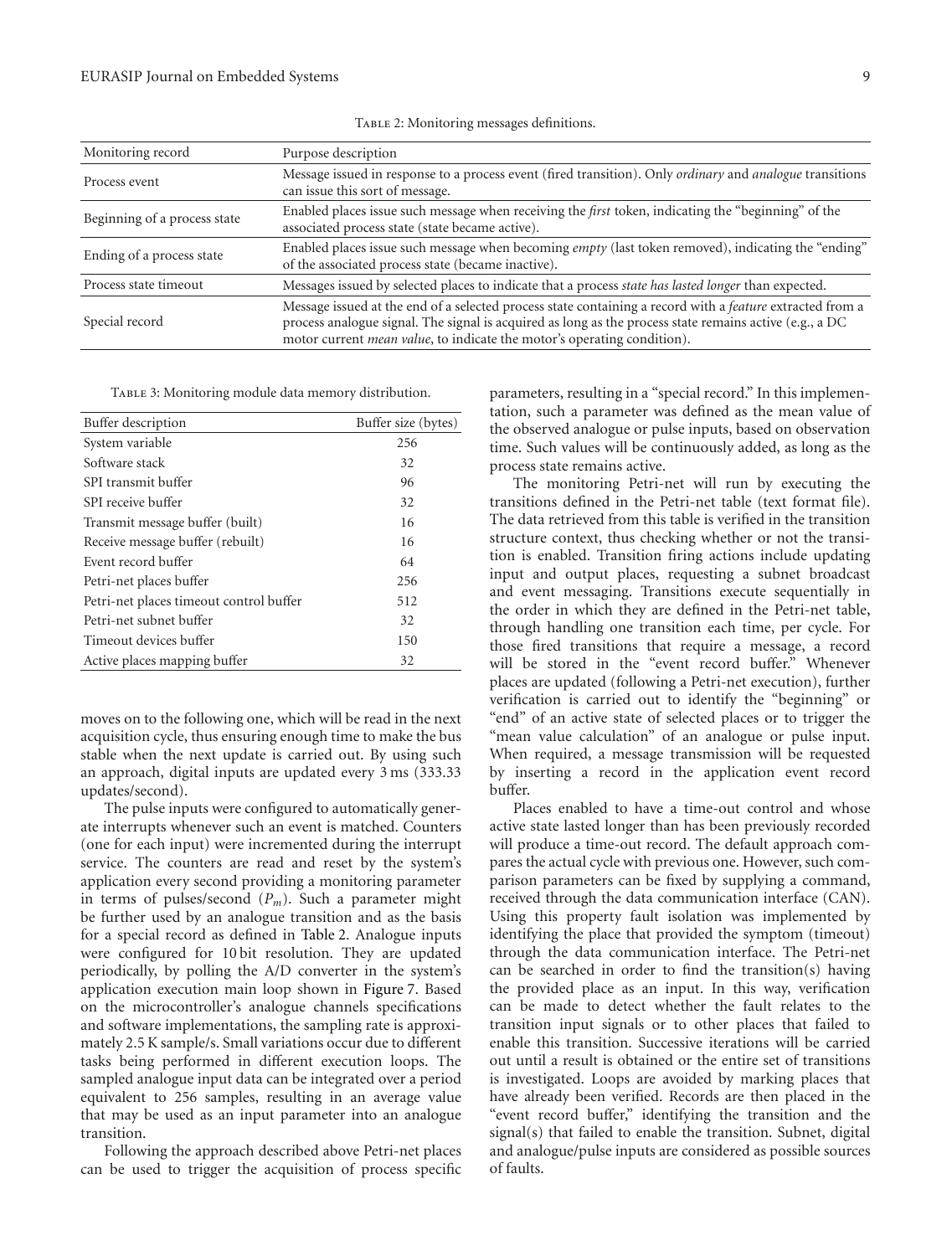Table 2: Monitoring messages definitions.

| Monitoring record | Purpose description |
|---|---|
| Process event | Message issued in response to a process event (fired transition). Only *ordinary* and *analogue* transitions can issue this sort of message. |
| Beginning of a process state | Enabled places issue such message when receiving the *first* token, indicating the "beginning" of the associated process state (state became active). |
| Ending of a process state | Enabled places issue such message when becoming *empty* (last token removed), indicating the "ending" of the associated process state (became inactive). |
| Process state timeout | Messages issued by selected places to indicate that a process *state has lasted longer* than expected. |
| Special record | Message issued at the end of a selected process state containing a record with a *feature* extracted from a process analogue signal. The signal is acquired as long as the process state remains active (e.g., a DC motor current *mean value*, to indicate the motor's operating condition). |

Table 3: Monitoring module data memory distribution.

| Buffer description | Buffer size (bytes) |
|---|---|
| System variable | 256 |
| Software stack | 32 |
| SPI transmit buffer | 96 |
| SPI receive buffer | 32 |
| Transmit message buffer (built) | 16 |
| Receive message buffer (rebuilt) | 16 |
| Event record buffer | 64 |
| Petri-net places buffer | 256 |
| Petri-net places timeout control buffer | 512 |
| Petri-net subnet buffer | 32 |
| Timeout devices buffer | 150 |
| Active places mapping buffer | 32 |

moves on to the following one, which will be read in the next acquisition cycle, thus ensuring enough time to make the bus stable when the next update is carried out. By using such an approach, digital inputs are updated every 3 ms (333.33 updates/second).

The pulse inputs were configured to automatically generate interrupts whenever such an event is matched. Counters (one for each input) were incremented during the interrupt service. The counters are read and reset by the system's application every second providing a monitoring parameter in terms of pulses/second ($P_m$). Such a parameter might be further used by an analogue transition and as the basis for a special record as defined in Table 2. Analogue inputs were configured for 10 bit resolution. They are updated periodically, by polling the A/D converter in the system's application execution main loop shown in Figure 7. Based on the microcontroller's analogue channels specifications and software implementations, the sampling rate is approximately 2.5 K sample/s. Small variations occur due to different tasks being performed in different execution loops. The sampled analogue input data can be integrated over a period equivalent to 256 samples, resulting in an average value that may be used as an input parameter into an analogue transition.

Following the approach described above Petri-net places can be used to trigger the acquisition of process specific parameters, resulting in a "special record." In this implementation, such a parameter was defined as the mean value of the observed analogue or pulse inputs, based on observation time. Such values will be continuously added, as long as the process state remains active.

The monitoring Petri-net will run by executing the transitions defined in the Petri-net table (text format file). The data retrieved from this table is verified in the transition structure context, thus checking whether or not the transition is enabled. Transition firing actions include updating input and output places, requesting a subnet broadcast and event messaging. Transitions execute sequentially in the order in which they are defined in the Petri-net table, through handling one transition each time, per cycle. For those fired transitions that require a message, a record will be stored in the "event record buffer." Whenever places are updated (following a Petri-net execution), further verification is carried out to identify the "beginning" or "end" of an active state of selected places or to trigger the "mean value calculation" of an analogue or pulse input. When required, a message transmission will be requested by inserting a record in the application event record buffer.

Places enabled to have a time-out control and whose active state lasted longer than has been previously recorded will produce a time-out record. The default approach compares the actual cycle with previous one. However, such comparison parameters can be fixed by supplying a command, received through the data communication interface (CAN). Using this property fault isolation was implemented by identifying the place that provided the symptom (timeout) through the data communication interface. The Petri-net can be searched in order to find the transition(s) having the provided place as an input. In this way, verification can be made to detect whether the fault relates to the transition input signals or to other places that failed to enable this transition. Successive iterations will be carried out until a result is obtained or the entire set of transitions is investigated. Loops are avoided by marking places that have already been verified. Records are then placed in the "event record buffer," identifying the transition and the signal(s) that failed to enable the transition. Subnet, digital and analogue/pulse inputs are considered as possible sources of faults.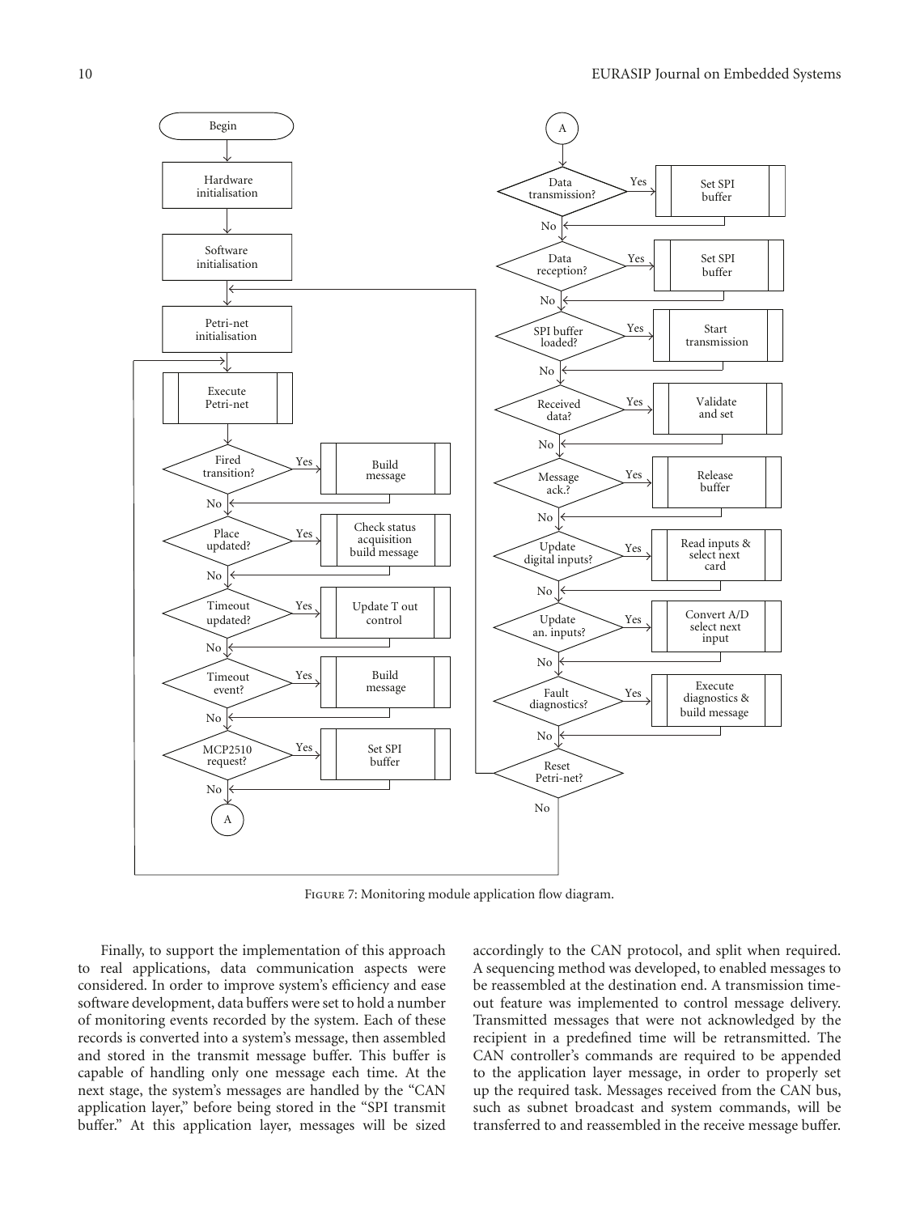Figure 7: Monitoring module application flow diagram.

Finally, to support the implementation of this approach to real applications, data communication aspects were considered. In order to improve system's efficiency and ease software development, data buffers were set to hold a number of monitoring events recorded by the system. Each of these records is converted into a system's message, then assembled and stored in the transmit message buffer. This buffer is capable of handling only one message each time. At the next stage, the system's messages are handled by the "CAN application layer," before being stored in the "SPI transmit buffer." At this application layer, messages will be sized accordingly to the CAN protocol, and split when required. A sequencing method was developed, to enabled messages to be reassembled at the destination end. A transmission timeout feature was implemented to control message delivery. Transmitted messages that were not acknowledged by the recipient in a predefined time will be retransmitted. The CAN controller's commands are required to be appended to the application layer message, in order to properly set up the required task. Messages received from the CAN bus, such as subnet broadcast and system commands, will be transferred to and reassembled in the receive message buffer.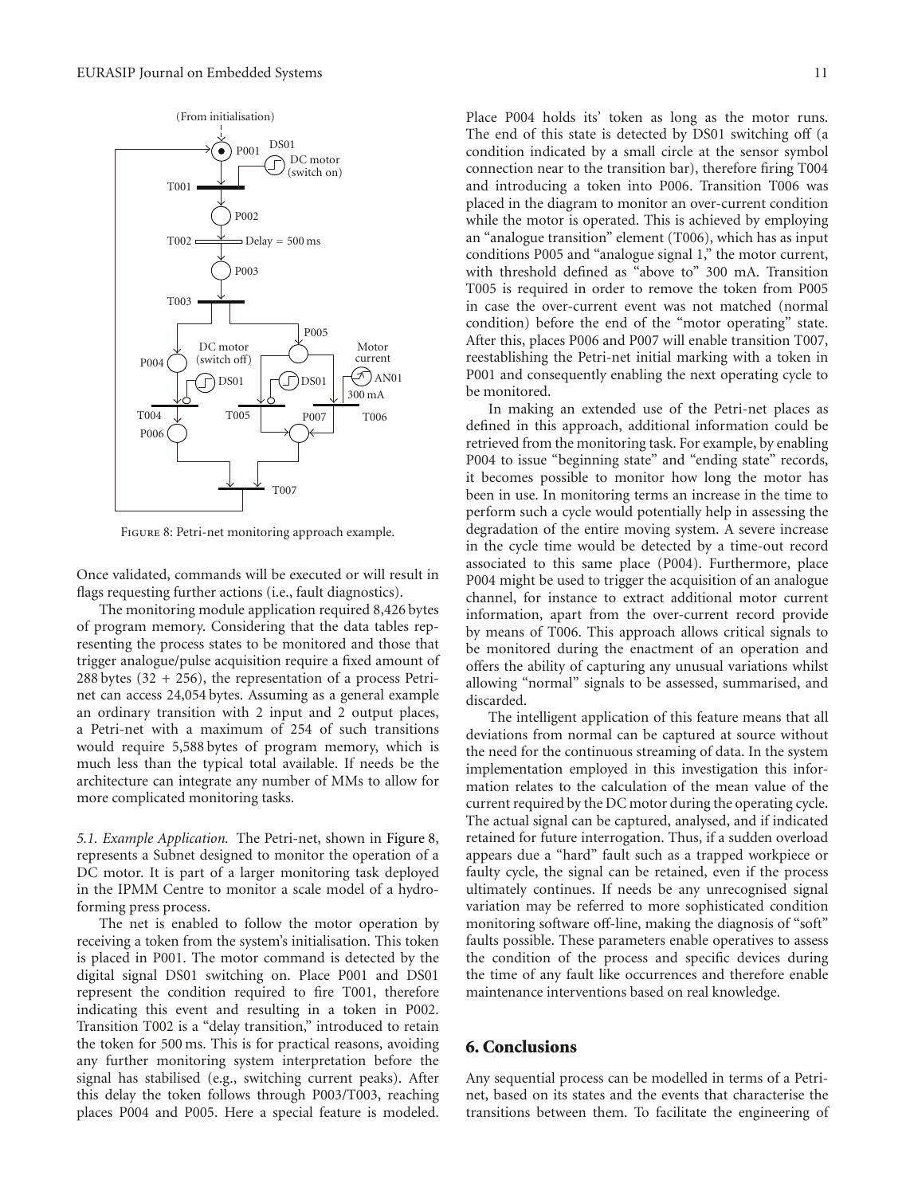(From initialisation)

P001 DS01 DC motor (switch on)

T001

P002

T002 Delay = 500 ms

P003

T003

P005

DC motor (switch off)

Motor current

P004

DS01

DS01

AN01

300 mA

T004

T005

P007

T006

P006

T007

Figure 8: Petri-net monitoring approach example.

Once validated, commands will be executed or will result in flags requesting further actions (i.e., fault diagnostics).

The monitoring module application required 8,426 bytes of program memory. Considering that the data tables representing the process states to be monitored and those that trigger analogue/pulse acquisition require a fixed amount of 288 bytes (32 + 256), the representation of a process Petri-net can access 24,054 bytes. Assuming as a general example an ordinary transition with 2 input and 2 output places, a Petri-net with a maximum of 254 of such transitions would require 5,588 bytes of program memory, which is much less than the typical total available. If needs be the architecture can integrate any number of MMs to allow for more complicated monitoring tasks.

*5.1. Example Application.* The Petri-net, shown in Figure 8, represents a Subnet designed to monitor the operation of a DC motor. It is part of a larger monitoring task deployed in the IPMM Centre to monitor a scale model of a hydroforming press process.

The net is enabled to follow the motor operation by receiving a token from the system's initialisation. This token is placed in P001. The motor command is detected by the digital signal DS01 switching on. Place P001 and DS01 represent the condition required to fire T001, therefore indicating this event and resulting in a token in P002. Transition T002 is a "delay transition," introduced to retain the token for 500 ms. This is for practical reasons, avoiding any further monitoring system interpretation before the signal has stabilised (e.g., switching current peaks). After this delay the token follows through P003/T003, reaching places P004 and P005. Here a special feature is modeled. Place P004 holds its' token as long as the motor runs. The end of this state is detected by DS01 switching off (a condition indicated by a small circle at the sensor symbol connection near to the transition bar), therefore firing T004 and introducing a token into P006. Transition T006 was placed in the diagram to monitor an over-current condition while the motor is operated. This is achieved by employing an "analogue transition" element (T006), which has as input conditions P005 and "analogue signal 1," the motor current, with threshold defined as "above to" 300 mA. Transition T005 is required in order to remove the token from P005 in case the over-current event was not matched (normal condition) before the end of the "motor operating" state. After this, places P006 and P007 will enable transition T007, reestablishing the Petri-net initial marking with a token in P001 and consequently enabling the next operating cycle to be monitored.

In making an extended use of the Petri-net places as defined in this approach, additional information could be retrieved from the monitoring task. For example, by enabling P004 to issue "beginning state" and "ending state" records, it becomes possible to monitor how long the motor has been in use. In monitoring terms an increase in the time to perform such a cycle would potentially help in assessing the degradation of the entire moving system. A severe increase in the cycle time would be detected by a time-out record associated to this same place (P004). Furthermore, place P004 might be used to trigger the acquisition of an analogue channel, for instance to extract additional motor current information, apart from the over-current record provide by means of T006. This approach allows critical signals to be monitored during the enactment of an operation and offers the ability of capturing any unusual variations whilst allowing "normal" signals to be assessed, summarised, and discarded.

The intelligent application of this feature means that all deviations from normal can be captured at source without the need for the continuous streaming of data. In the system implementation employed in this investigation this information relates to the calculation of the mean value of the current required by the DC motor during the operating cycle. The actual signal can be captured, analysed, and if indicated retained for future interrogation. Thus, if a sudden overload appears due a "hard" fault such as a trapped workpiece or faulty cycle, the signal can be retained, even if the process ultimately continues. If needs be any unrecognised signal variation may be referred to more sophisticated condition monitoring software off-line, making the diagnosis of "soft" faults possible. These parameters enable operatives to assess the condition of the process and specific devices during the time of any fault like occurrences and therefore enable maintenance interventions based on real knowledge.

## 6. Conclusions

Any sequential process can be modelled in terms of a Petri-net, based on its states and the events that characterise the transitions between them. To facilitate the engineering of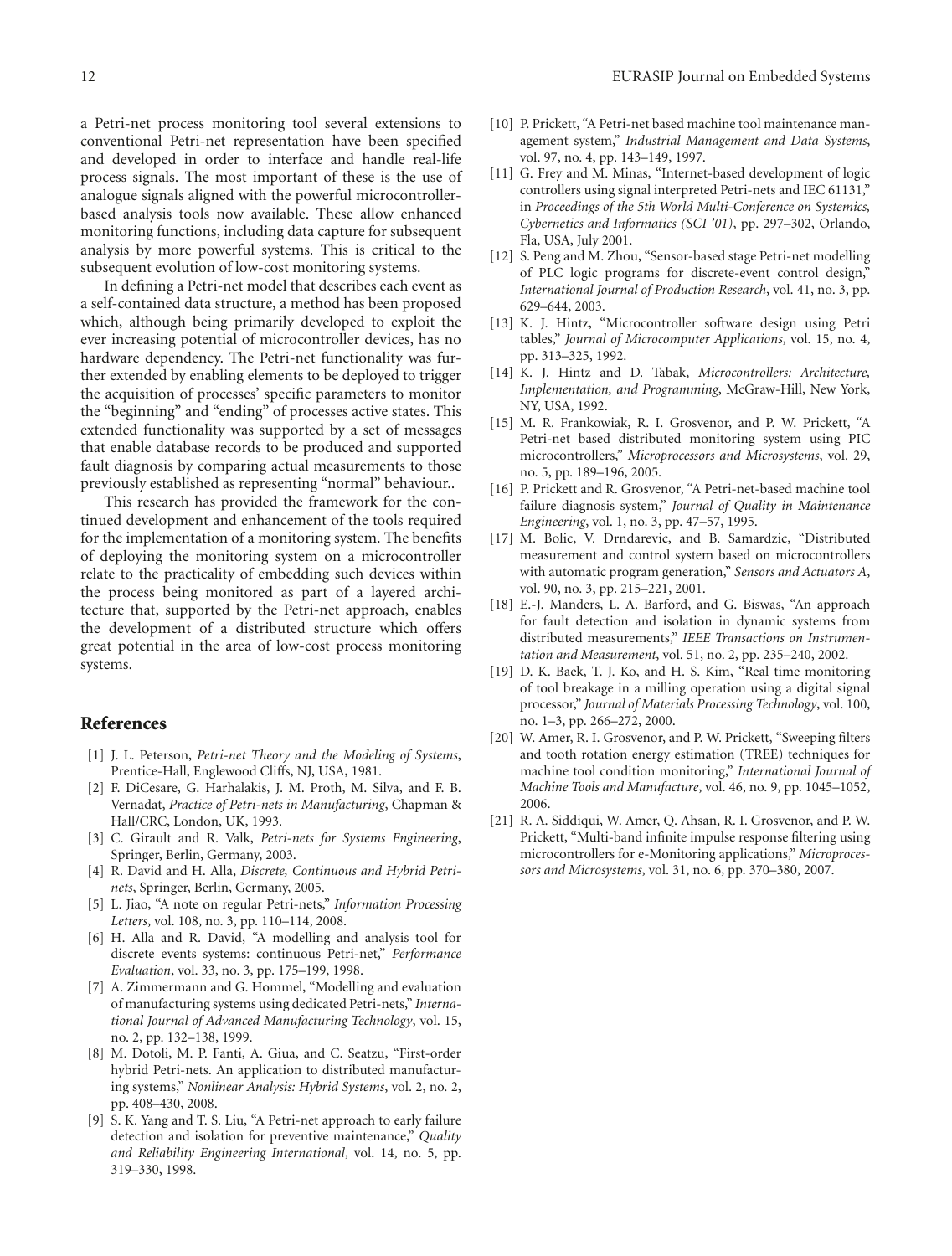a Petri-net process monitoring tool several extensions to conventional Petri-net representation have been specified and developed in order to interface and handle real-life process signals. The most important of these is the use of analogue signals aligned with the powerful microcontroller-based analysis tools now available. These allow enhanced monitoring functions, including data capture for subsequent analysis by more powerful systems. This is critical to the subsequent evolution of low-cost monitoring systems.

In defining a Petri-net model that describes each event as a self-contained data structure, a method has been proposed which, although being primarily developed to exploit the ever increasing potential of microcontroller devices, has no hardware dependency. The Petri-net functionality was further extended by enabling elements to be deployed to trigger the acquisition of processes' specific parameters to monitor the "beginning" and "ending" of processes active states. This extended functionality was supported by a set of messages that enable database records to be produced and supported fault diagnosis by comparing actual measurements to those previously established as representing "normal" behaviour..

This research has provided the framework for the continued development and enhancement of the tools required for the implementation of a monitoring system. The benefits of deploying the monitoring system on a microcontroller relate to the practicality of embedding such devices within the process being monitored as part of a layered architecture that, supported by the Petri-net approach, enables the development of a distributed structure which offers great potential in the area of low-cost process monitoring systems.

## References

[1] J. L. Peterson, *Petri-net Theory and the Modeling of Systems*, Prentice-Hall, Englewood Cliffs, NJ, USA, 1981.

[2] F. DiCesare, G. Harhalakis, J. M. Proth, M. Silva, and F. B. Vernadat, *Practice of Petri-nets in Manufacturing*, Chapman & Hall/CRC, London, UK, 1993.

[3] C. Girault and R. Valk, *Petri-nets for Systems Engineering*, Springer, Berlin, Germany, 2003.

[4] R. David and H. Alla, *Discrete, Continuous and Hybrid Petri-nets*, Springer, Berlin, Germany, 2005.

[5] L. Jiao, "A note on regular Petri-nets," *Information Processing Letters*, vol. 108, no. 3, pp. 110–114, 2008.

[6] H. Alla and R. David, "A modelling and analysis tool for discrete events systems: continuous Petri-net," *Performance Evaluation*, vol. 33, no. 3, pp. 175–199, 1998.

[7] A. Zimmermann and G. Hommel, "Modelling and evaluation of manufacturing systems using dedicated Petri-nets," *International Journal of Advanced Manufacturing Technology*, vol. 15, no. 2, pp. 132–138, 1999.

[8] M. Dotoli, M. P. Fanti, A. Giua, and C. Seatzu, "First-order hybrid Petri-nets. An application to distributed manufacturing systems," *Nonlinear Analysis: Hybrid Systems*, vol. 2, no. 2, pp. 408–430, 2008.

[9] S. K. Yang and T. S. Liu, "A Petri-net approach to early failure detection and isolation for preventive maintenance," *Quality and Reliability Engineering International*, vol. 14, no. 5, pp. 319–330, 1998.

[10] P. Prickett, "A Petri-net based machine tool maintenance management system," *Industrial Management and Data Systems*, vol. 97, no. 4, pp. 143–149, 1997.

[11] G. Frey and M. Minas, "Internet-based development of logic controllers using signal interpreted Petri-nets and IEC 61131," in *Proceedings of the 5th World Multi-Conference on Systemics, Cybernetics and Informatics (SCI '01)*, pp. 297–302, Orlando, Fla, USA, July 2001.

[12] S. Peng and M. Zhou, "Sensor-based stage Petri-net modelling of PLC logic programs for discrete-event control design," *International Journal of Production Research*, vol. 41, no. 3, pp. 629–644, 2003.

[13] K. J. Hintz, "Microcontroller software design using Petri tables," *Journal of Microcomputer Applications*, vol. 15, no. 4, pp. 313–325, 1992.

[14] K. J. Hintz and D. Tabak, *Microcontrollers: Architecture, Implementation, and Programming*, McGraw-Hill, New York, NY, USA, 1992.

[15] M. R. Frankowiak, R. I. Grosvenor, and P. W. Prickett, "A Petri-net based distributed monitoring system using PIC microcontrollers," *Microprocessors and Microsystems*, vol. 29, no. 5, pp. 189–196, 2005.

[16] P. Prickett and R. Grosvenor, "A Petri-net-based machine tool failure diagnosis system," *Journal of Quality in Maintenance Engineering*, vol. 1, no. 3, pp. 47–57, 1995.

[17] M. Bolic, V. Drndarevic, and B. Samardzic, "Distributed measurement and control system based on microcontrollers with automatic program generation," *Sensors and Actuators A*, vol. 90, no. 3, pp. 215–221, 2001.

[18] E.-J. Manders, L. A. Barford, and G. Biswas, "An approach for fault detection and isolation in dynamic systems from distributed measurements," *IEEE Transactions on Instrumentation and Measurement*, vol. 51, no. 2, pp. 235–240, 2002.

[19] D. K. Baek, T. J. Ko, and H. S. Kim, "Real time monitoring of tool breakage in a milling operation using a digital signal processor," *Journal of Materials Processing Technology*, vol. 100, no. 1–3, pp. 266–272, 2000.

[20] W. Amer, R. I. Grosvenor, and P. W. Prickett, "Sweeping filters and tooth rotation energy estimation (TREE) techniques for machine tool condition monitoring," *International Journal of Machine Tools and Manufacture*, vol. 46, no. 9, pp. 1045–1052, 2006.

[21] R. A. Siddiqui, W. Amer, Q. Ahsan, R. I. Grosvenor, and P. W. Prickett, "Multi-band infinite impulse response filtering using microcontrollers for e-Monitoring applications," *Microprocessors and Microsystems*, vol. 31, no. 6, pp. 370–380, 2007.